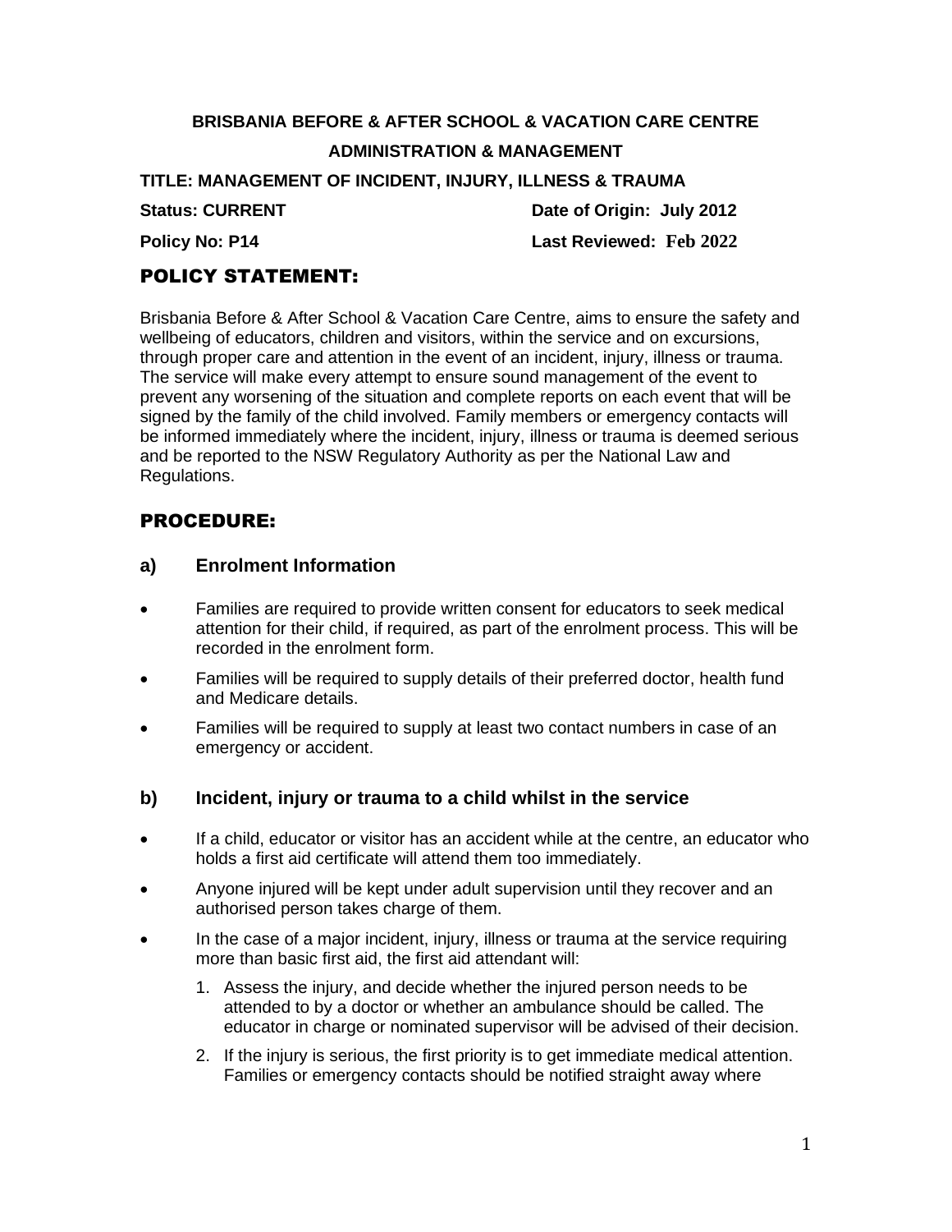**BRISBANIA BEFORE & AFTER SCHOOL & VACATION CARE CENTRE**

**ADMINISTRATION & MANAGEMENT**

**TITLE: MANAGEMENT OF INCIDENT, INJURY, ILLNESS & TRAUMA**

**Status: CURRENT** **Date of Origin: July 2012**

**Policy No: P14** **Last Reviewed: Feb 2022**

## POLICY STATEMENT:

Brisbania Before & After School & Vacation Care Centre, aims to ensure the safety and wellbeing of educators, children and visitors, within the service and on excursions, through proper care and attention in the event of an incident, injury, illness or trauma. The service will make every attempt to ensure sound management of the event to prevent any worsening of the situation and complete reports on each event that will be signed by the family of the child involved. Family members or emergency contacts will be informed immediately where the incident, injury, illness or trauma is deemed serious and be reported to the NSW Regulatory Authority as per the National Law and Regulations.

## PROCEDURE:

### a) Enrolment Information

- Families are required to provide written consent for educators to seek medical attention for their child, if required, as part of the enrolment process. This will be recorded in the enrolment form.
- Families will be required to supply details of their preferred doctor, health fund and Medicare details.
- Families will be required to supply at least two contact numbers in case of an emergency or accident.

### b) Incident, injury or trauma to a child whilst in the service

- If a child, educator or visitor has an accident while at the centre, an educator who holds a first aid certificate will attend them too immediately.
- Anyone injured will be kept under adult supervision until they recover and an authorised person takes charge of them.
- In the case of a major incident, injury, illness or trauma at the service requiring more than basic first aid, the first aid attendant will:
  1. Assess the injury, and decide whether the injured person needs to be attended to by a doctor or whether an ambulance should be called. The educator in charge or nominated supervisor will be advised of their decision.
  2. If the injury is serious, the first priority is to get immediate medical attention. Families or emergency contacts should be notified straight away where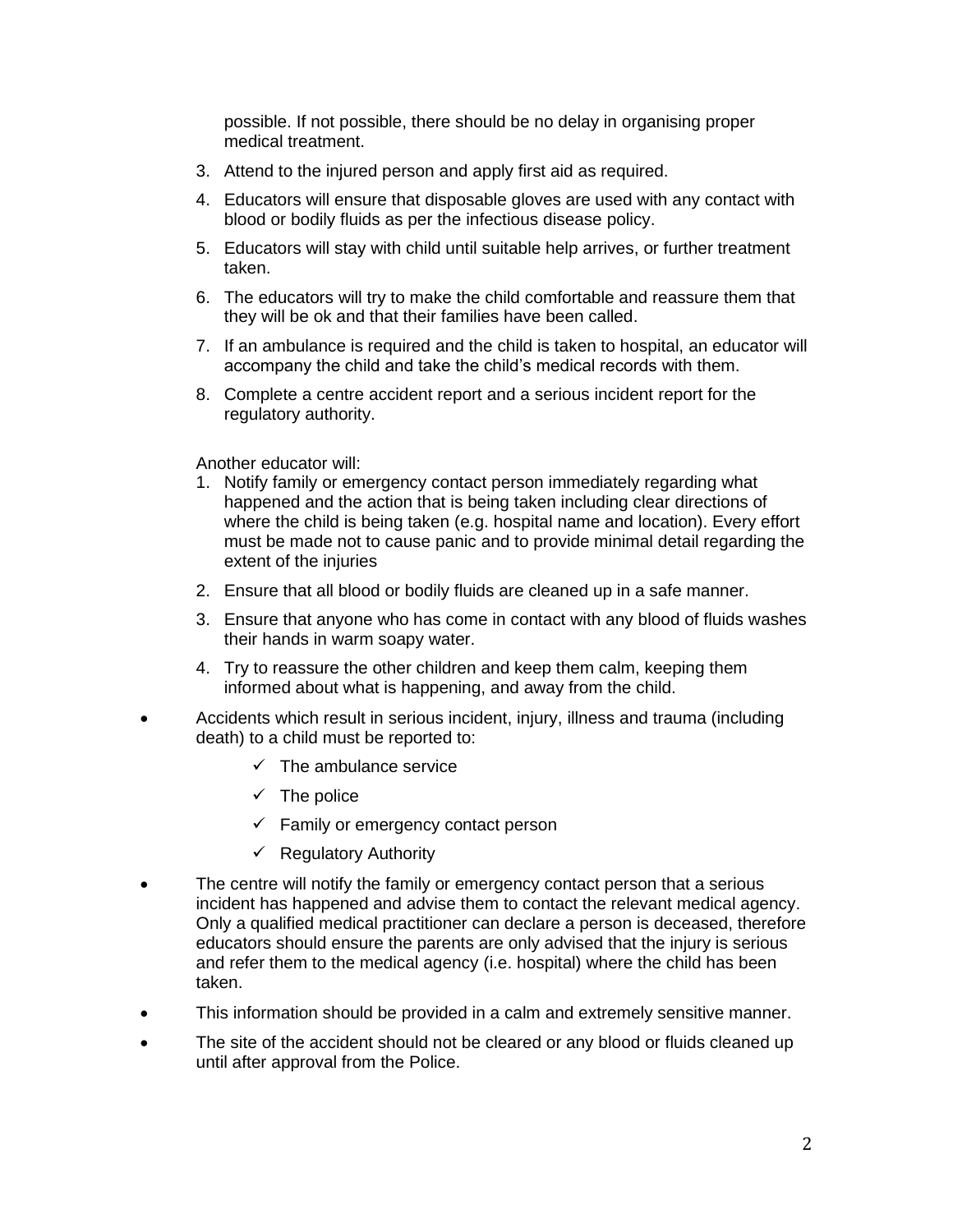possible. If not possible, there should be no delay in organising proper medical treatment.

3. Attend to the injured person and apply first aid as required.
4. Educators will ensure that disposable gloves are used with any contact with blood or bodily fluids as per the infectious disease policy.
5. Educators will stay with child until suitable help arrives, or further treatment taken.
6. The educators will try to make the child comfortable and reassure them that they will be ok and that their families have been called.
7. If an ambulance is required and the child is taken to hospital, an educator will accompany the child and take the child's medical records with them.
8. Complete a centre accident report and a serious incident report for the regulatory authority.

Another educator will:

1. Notify family or emergency contact person immediately regarding what happened and the action that is being taken including clear directions of where the child is being taken (e.g. hospital name and location). Every effort must be made not to cause panic and to provide minimal detail regarding the extent of the injuries
2. Ensure that all blood or bodily fluids are cleaned up in a safe manner.
3. Ensure that anyone who has come in contact with any blood of fluids washes their hands in warm soapy water.
4. Try to reassure the other children and keep them calm, keeping them informed about what is happening, and away from the child.

- Accidents which result in serious incident, injury, illness and trauma (including death) to a child must be reported to:
  - ✓ The ambulance service
  - ✓ The police
  - ✓ Family or emergency contact person
  - ✓ Regulatory Authority
- The centre will notify the family or emergency contact person that a serious incident has happened and advise them to contact the relevant medical agency. Only a qualified medical practitioner can declare a person is deceased, therefore educators should ensure the parents are only advised that the injury is serious and refer them to the medical agency (i.e. hospital) where the child has been taken.
- This information should be provided in a calm and extremely sensitive manner.
- The site of the accident should not be cleared or any blood or fluids cleaned up until after approval from the Police.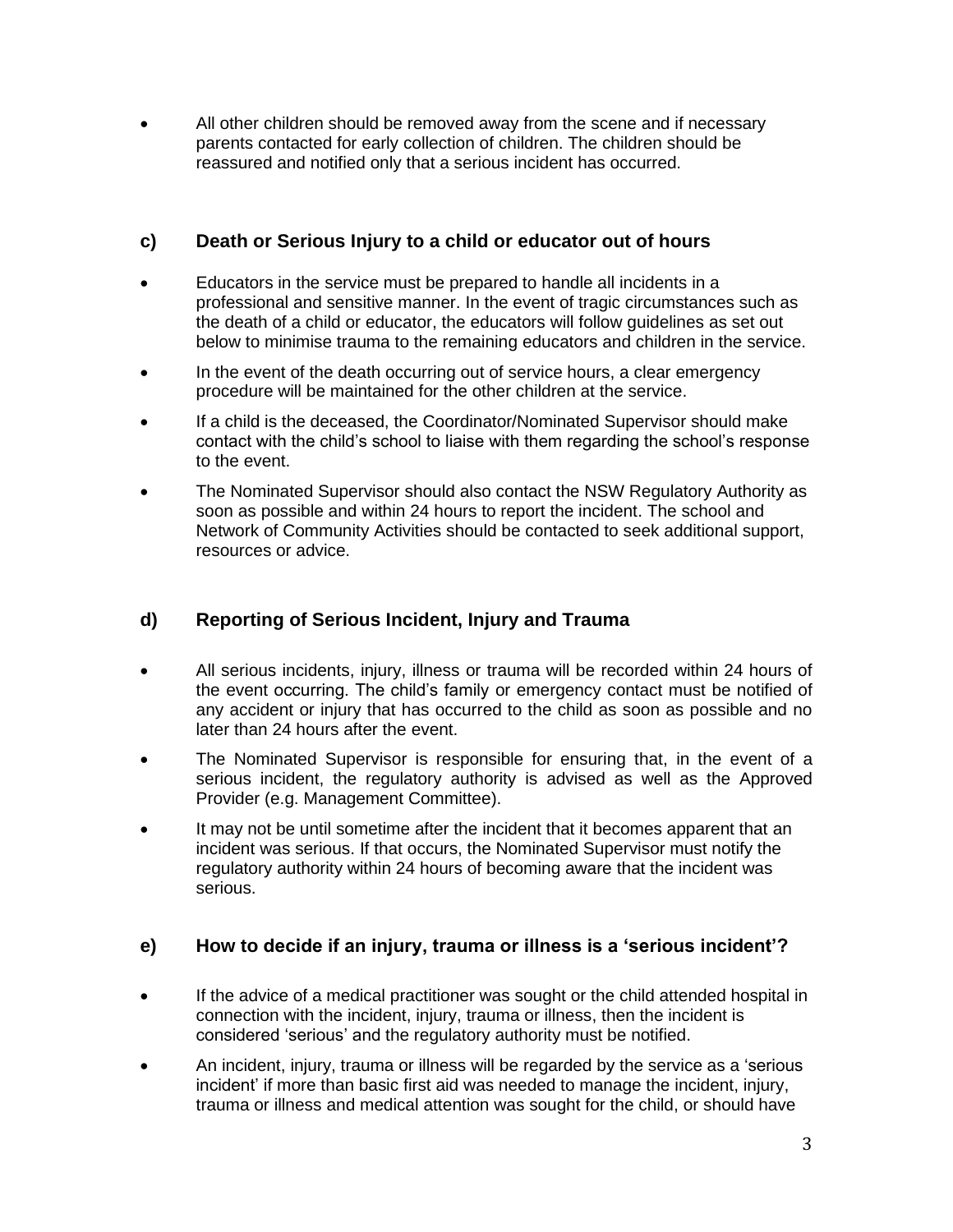- All other children should be removed away from the scene and if necessary parents contacted for early collection of children. The children should be reassured and notified only that a serious incident has occurred.

### c) Death or Serious Injury to a child or educator out of hours

- Educators in the service must be prepared to handle all incidents in a professional and sensitive manner. In the event of tragic circumstances such as the death of a child or educator, the educators will follow guidelines as set out below to minimise trauma to the remaining educators and children in the service.
- In the event of the death occurring out of service hours, a clear emergency procedure will be maintained for the other children at the service.
- If a child is the deceased, the Coordinator/Nominated Supervisor should make contact with the child's school to liaise with them regarding the school's response to the event.
- The Nominated Supervisor should also contact the NSW Regulatory Authority as soon as possible and within 24 hours to report the incident. The school and Network of Community Activities should be contacted to seek additional support, resources or advice.

### d) Reporting of Serious Incident, Injury and Trauma

- All serious incidents, injury, illness or trauma will be recorded within 24 hours of the event occurring. The child's family or emergency contact must be notified of any accident or injury that has occurred to the child as soon as possible and no later than 24 hours after the event.
- The Nominated Supervisor is responsible for ensuring that, in the event of a serious incident, the regulatory authority is advised as well as the Approved Provider (e.g. Management Committee).
- It may not be until sometime after the incident that it becomes apparent that an incident was serious. If that occurs, the Nominated Supervisor must notify the regulatory authority within 24 hours of becoming aware that the incident was serious.

### e) How to decide if an injury, trauma or illness is a 'serious incident'?

- If the advice of a medical practitioner was sought or the child attended hospital in connection with the incident, injury, trauma or illness, then the incident is considered 'serious' and the regulatory authority must be notified.
- An incident, injury, trauma or illness will be regarded by the service as a 'serious incident' if more than basic first aid was needed to manage the incident, injury, trauma or illness and medical attention was sought for the child, or should have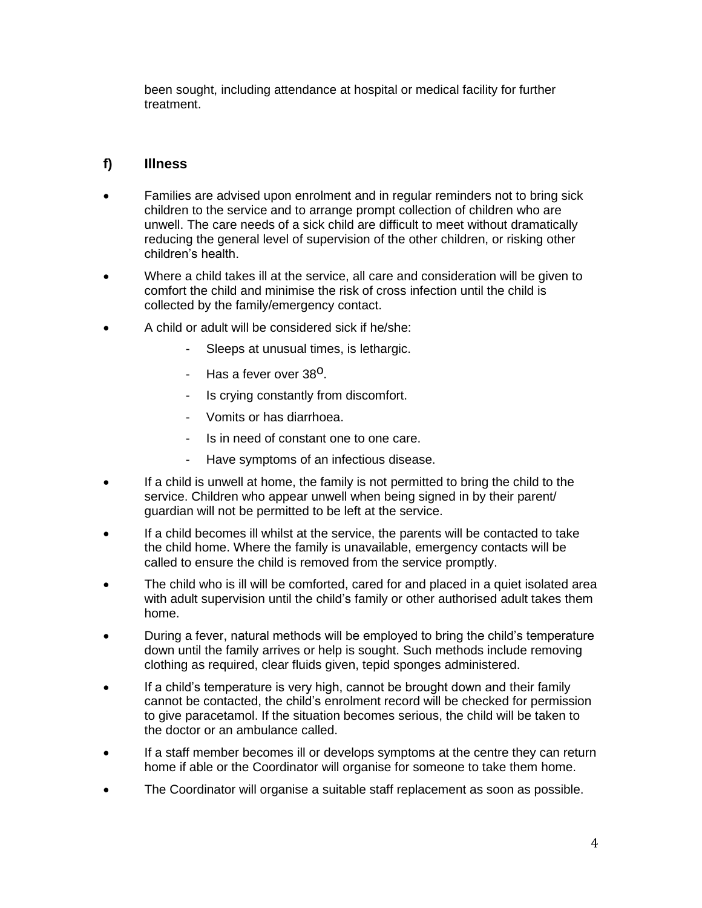been sought, including attendance at hospital or medical facility for further treatment.

## f) Illness

- Families are advised upon enrolment and in regular reminders not to bring sick children to the service and to arrange prompt collection of children who are unwell. The care needs of a sick child are difficult to meet without dramatically reducing the general level of supervision of the other children, or risking other children's health.
- Where a child takes ill at the service, all care and consideration will be given to comfort the child and minimise the risk of cross infection until the child is collected by the family/emergency contact.
- A child or adult will be considered sick if he/she:
  - Sleeps at unusual times, is lethargic.
  - Has a fever over 38°.
  - Is crying constantly from discomfort.
  - Vomits or has diarrhoea.
  - Is in need of constant one to one care.
  - Have symptoms of an infectious disease.
- If a child is unwell at home, the family is not permitted to bring the child to the service. Children who appear unwell when being signed in by their parent/ guardian will not be permitted to be left at the service.
- If a child becomes ill whilst at the service, the parents will be contacted to take the child home. Where the family is unavailable, emergency contacts will be called to ensure the child is removed from the service promptly.
- The child who is ill will be comforted, cared for and placed in a quiet isolated area with adult supervision until the child's family or other authorised adult takes them home.
- During a fever, natural methods will be employed to bring the child's temperature down until the family arrives or help is sought. Such methods include removing clothing as required, clear fluids given, tepid sponges administered.
- If a child's temperature is very high, cannot be brought down and their family cannot be contacted, the child's enrolment record will be checked for permission to give paracetamol. If the situation becomes serious, the child will be taken to the doctor or an ambulance called.
- If a staff member becomes ill or develops symptoms at the centre they can return home if able or the Coordinator will organise for someone to take them home.
- The Coordinator will organise a suitable staff replacement as soon as possible.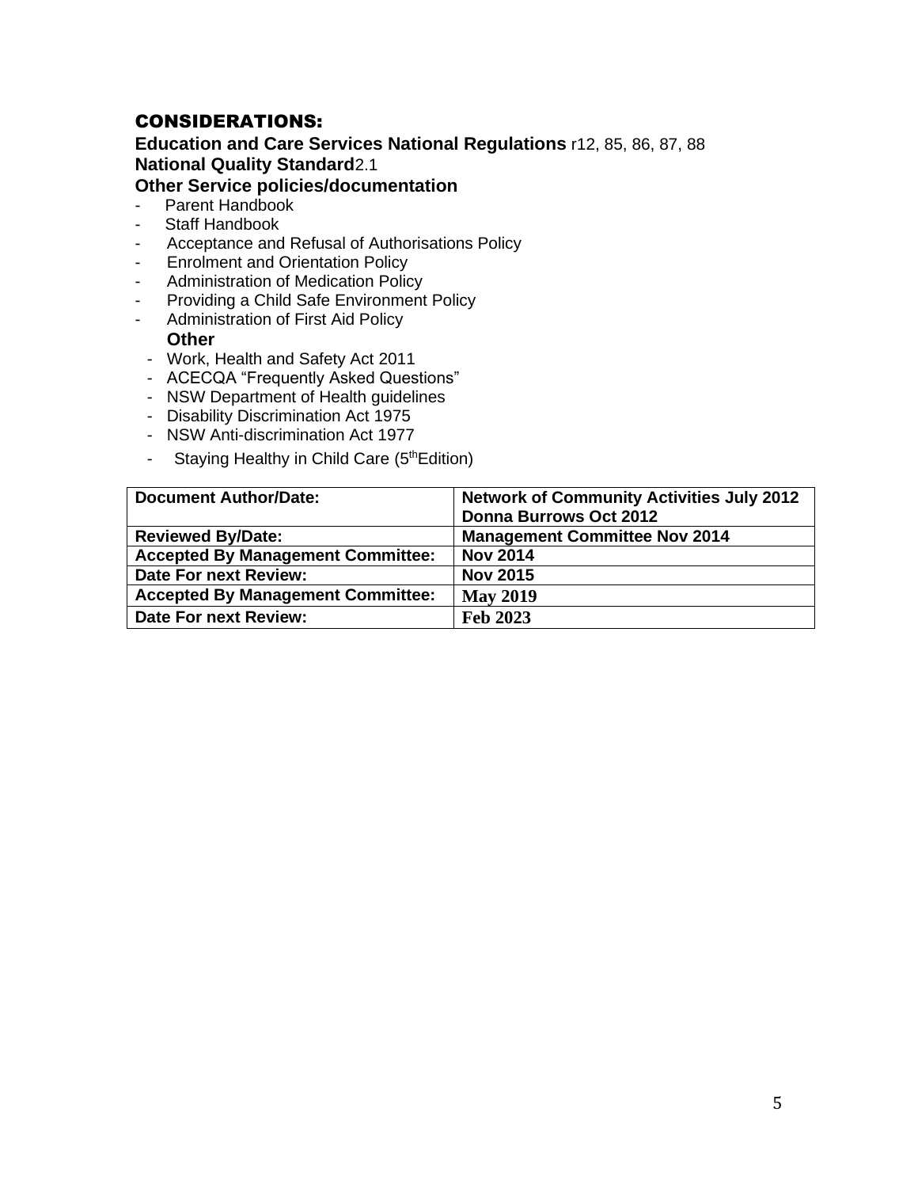## CONSIDERATIONS:

**Education and Care Services National Regulations** r12, 85, 86, 87, 88
**National Quality Standard**2.1
**Other Service policies/documentation**

- Parent Handbook
- Staff Handbook
- Acceptance and Refusal of Authorisations Policy
- Enrolment and Orientation Policy
- Administration of Medication Policy
- Providing a Child Safe Environment Policy
- Administration of First Aid Policy

**Other**

- Work, Health and Safety Act 2011
- ACECQA "Frequently Asked Questions"
- NSW Department of Health guidelines
- Disability Discrimination Act 1975
- NSW Anti-discrimination Act 1977
- Staying Healthy in Child Care (5th Edition)

| | |
|---|---|
| **Document Author/Date:** | **Network of Community Activities July 2012 Donna Burrows Oct 2012** |
| **Reviewed By/Date:** | **Management Committee Nov 2014** |
| **Accepted By Management Committee:** | **Nov 2014** |
| **Date For next Review:** | **Nov 2015** |
| **Accepted By Management Committee:** | **May 2019** |
| **Date For next Review:** | **Feb 2023** |